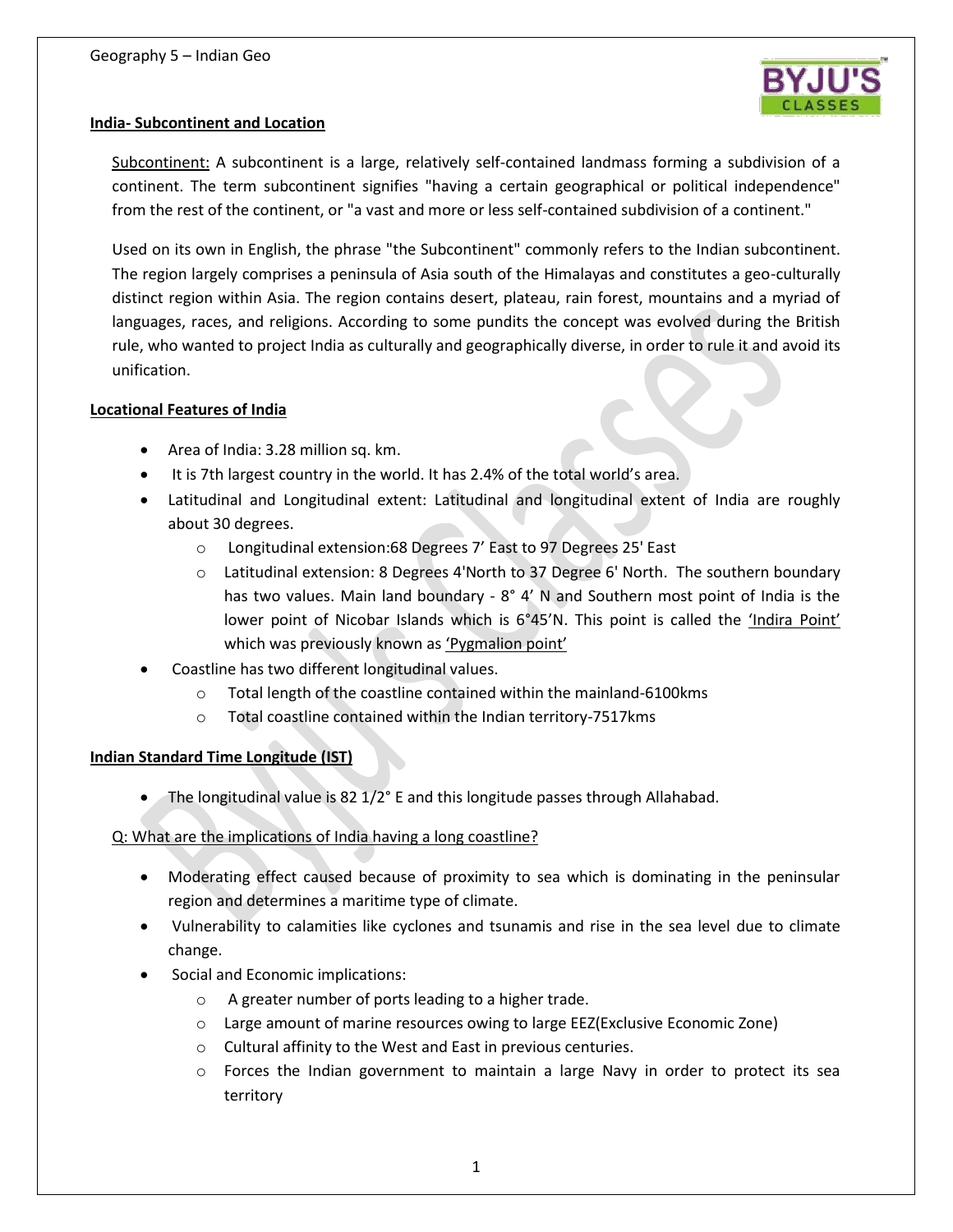## India- Subcontinent and Location

Subcontinent: A subcontinent is a large, relatively self-contained landmass forming a subdivision of a continent. The term subcontinent signifies "having a certain geographical or political independence" from the rest of the continent, or "a vast and more or less self-contained subdivision of a continent."

Used on its own in English, the phrase "the Subcontinent" commonly refers to the Indian subcontinent. The region largely comprises a peninsula of Asia south of the Himalayas and constitutes a geo-culturally distinct region within Asia. The region contains desert, plateau, rain forest, mountains and a myriad of languages, races, and religions. According to some pundits the concept was evolved during the British rule, who wanted to project India as culturally and geographically diverse, in order to rule it and avoid its unification.

## Locational Features of India

- Area of India: 3.28 million sq. km.
- It is 7th largest country in the world. It has 2.4% of the total world's area.
- Latitudinal and Longitudinal extent: Latitudinal and longitudinal extent of India are roughly about 30 degrees.
  - Longitudinal extension:68 Degrees 7' East to 97 Degrees 25' East
  - Latitudinal extension: 8 Degrees 4'North to 37 Degree 6' North. The southern boundary has two values. Main land boundary - 8° 4' N and Southern most point of India is the lower point of Nicobar Islands which is 6°45'N. This point is called the 'Indira Point' which was previously known as 'Pygmalion point'
- Coastline has two different longitudinal values.
  - Total length of the coastline contained within the mainland-6100kms
  - Total coastline contained within the Indian territory-7517kms

## Indian Standard Time Longitude (IST)

- The longitudinal value is 82 1/2° E and this longitude passes through Allahabad.

Q: What are the implications of India having a long coastline?

- Moderating effect caused because of proximity to sea which is dominating in the peninsular region and determines a maritime type of climate.
- Vulnerability to calamities like cyclones and tsunamis and rise in the sea level due to climate change.
- Social and Economic implications:
  - A greater number of ports leading to a higher trade.
  - Large amount of marine resources owing to large EEZ(Exclusive Economic Zone)
  - Cultural affinity to the West and East in previous centuries.
  - Forces the Indian government to maintain a large Navy in order to protect its sea territory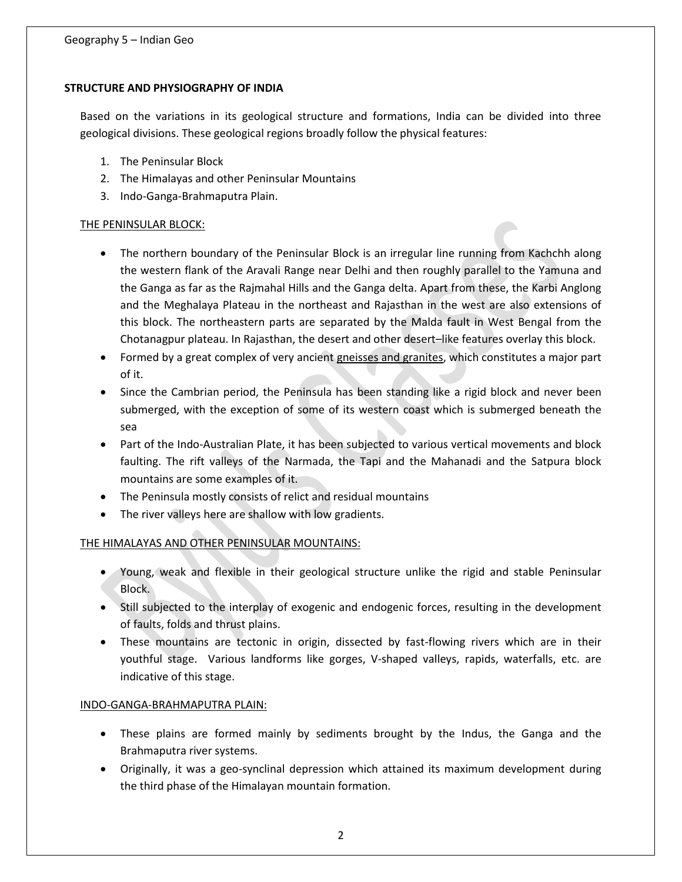## STRUCTURE AND PHYSIOGRAPHY OF INDIA

Based on the variations in its geological structure and formations, India can be divided into three geological divisions. These geological regions broadly follow the physical features:

1. The Peninsular Block
2. The Himalayas and other Peninsular Mountains
3. Indo-Ganga-Brahmaputra Plain.

### THE PENINSULAR BLOCK:

- The northern boundary of the Peninsular Block is an irregular line running from Kachchh along the western flank of the Aravali Range near Delhi and then roughly parallel to the Yamuna and the Ganga as far as the Rajmahal Hills and the Ganga delta. Apart from these, the Karbi Anglong and the Meghalaya Plateau in the northeast and Rajasthan in the west are also extensions of this block. The northeastern parts are separated by the Malda fault in West Bengal from the Chotanagpur plateau. In Rajasthan, the desert and other desert–like features overlay this block.
- Formed by a great complex of very ancient gneisses and granites, which constitutes a major part of it.
- Since the Cambrian period, the Peninsula has been standing like a rigid block and never been submerged, with the exception of some of its western coast which is submerged beneath the sea
- Part of the Indo-Australian Plate, it has been subjected to various vertical movements and block faulting. The rift valleys of the Narmada, the Tapi and the Mahanadi and the Satpura block mountains are some examples of it.
- The Peninsula mostly consists of relict and residual mountains
- The river valleys here are shallow with low gradients.

### THE HIMALAYAS AND OTHER PENINSULAR MOUNTAINS:

- Young, weak and flexible in their geological structure unlike the rigid and stable Peninsular Block.
- Still subjected to the interplay of exogenic and endogenic forces, resulting in the development of faults, folds and thrust plains.
- These mountains are tectonic in origin, dissected by fast-flowing rivers which are in their youthful stage. Various landforms like gorges, V-shaped valleys, rapids, waterfalls, etc. are indicative of this stage.

### INDO-GANGA-BRAHMAPUTRA PLAIN:

- These plains are formed mainly by sediments brought by the Indus, the Ganga and the Brahmaputra river systems.
- Originally, it was a geo-synclinal depression which attained its maximum development during the third phase of the Himalayan mountain formation.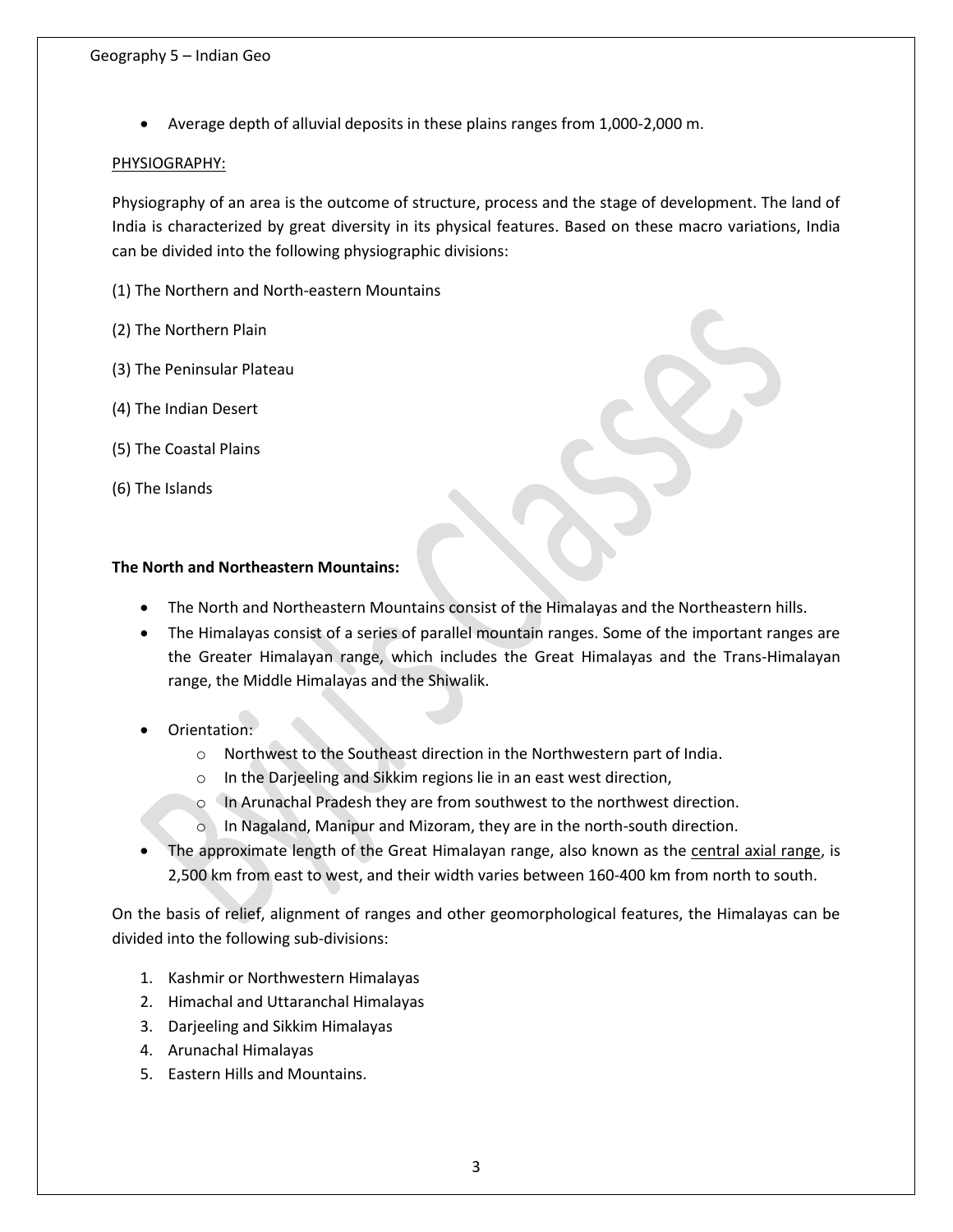- Average depth of alluvial deposits in these plains ranges from 1,000-2,000 m.

PHYSIOGRAPHY:

Physiography of an area is the outcome of structure, process and the stage of development. The land of India is characterized by great diversity in its physical features. Based on these macro variations, India can be divided into the following physiographic divisions:

(1) The Northern and North-eastern Mountains

(2) The Northern Plain

(3) The Peninsular Plateau

(4) The Indian Desert

(5) The Coastal Plains

(6) The Islands

**The North and Northeastern Mountains:**

- The North and Northeastern Mountains consist of the Himalayas and the Northeastern hills.
- The Himalayas consist of a series of parallel mountain ranges. Some of the important ranges are the Greater Himalayan range, which includes the Great Himalayas and the Trans-Himalayan range, the Middle Himalayas and the Shiwalik.
- Orientation:
  - Northwest to the Southeast direction in the Northwestern part of India.
  - In the Darjeeling and Sikkim regions lie in an east west direction,
  - In Arunachal Pradesh they are from southwest to the northwest direction.
  - In Nagaland, Manipur and Mizoram, they are in the north-south direction.
- The approximate length of the Great Himalayan range, also known as the central axial range, is 2,500 km from east to west, and their width varies between 160-400 km from north to south.

On the basis of relief, alignment of ranges and other geomorphological features, the Himalayas can be divided into the following sub-divisions:

1. Kashmir or Northwestern Himalayas
2. Himachal and Uttaranchal Himalayas
3. Darjeeling and Sikkim Himalayas
4. Arunachal Himalayas
5. Eastern Hills and Mountains.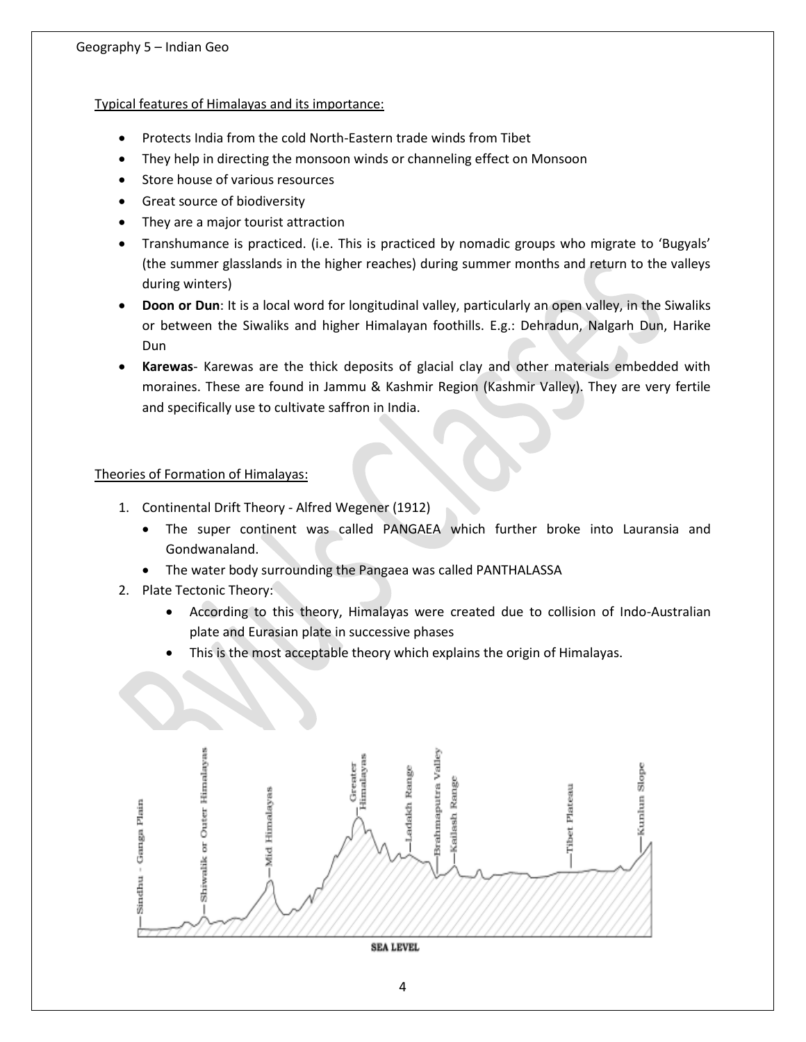Typical features of Himalayas and its importance:

- Protects India from the cold North-Eastern trade winds from Tibet
- They help in directing the monsoon winds or channeling effect on Monsoon
- Store house of various resources
- Great source of biodiversity
- They are a major tourist attraction
- Transhumance is practiced. (i.e. This is practiced by nomadic groups who migrate to 'Bugyals' (the summer glasslands in the higher reaches) during summer months and return to the valleys during winters)
- **Doon or Dun**: It is a local word for longitudinal valley, particularly an open valley, in the Siwaliks or between the Siwaliks and higher Himalayan foothills. E.g.: Dehradun, Nalgarh Dun, Harike Dun
- **Karewas**- Karewas are the thick deposits of glacial clay and other materials embedded with moraines. These are found in Jammu & Kashmir Region (Kashmir Valley). They are very fertile and specifically use to cultivate saffron in India.

Theories of Formation of Himalayas:

1. Continental Drift Theory - Alfred Wegener (1912)
   - The super continent was called PANGAEA which further broke into Lauransia and Gondwanaland.
   - The water body surrounding the Pangaea was called PANTHALASSA
2. Plate Tectonic Theory:
   - According to this theory, Himalayas were created due to collision of Indo-Australian plate and Eurasian plate in successive phases
   - This is the most acceptable theory which explains the origin of Himalayas.

Sindhu - Ganga Plain
Shiwalik or Outer Himalayas
Mid Himalayas
Greater Himalayas
Ladakh Range
Brahmaputra Valley
Kailash Range
Tibet Plateau
Kunlun Slope
SEA LEVEL